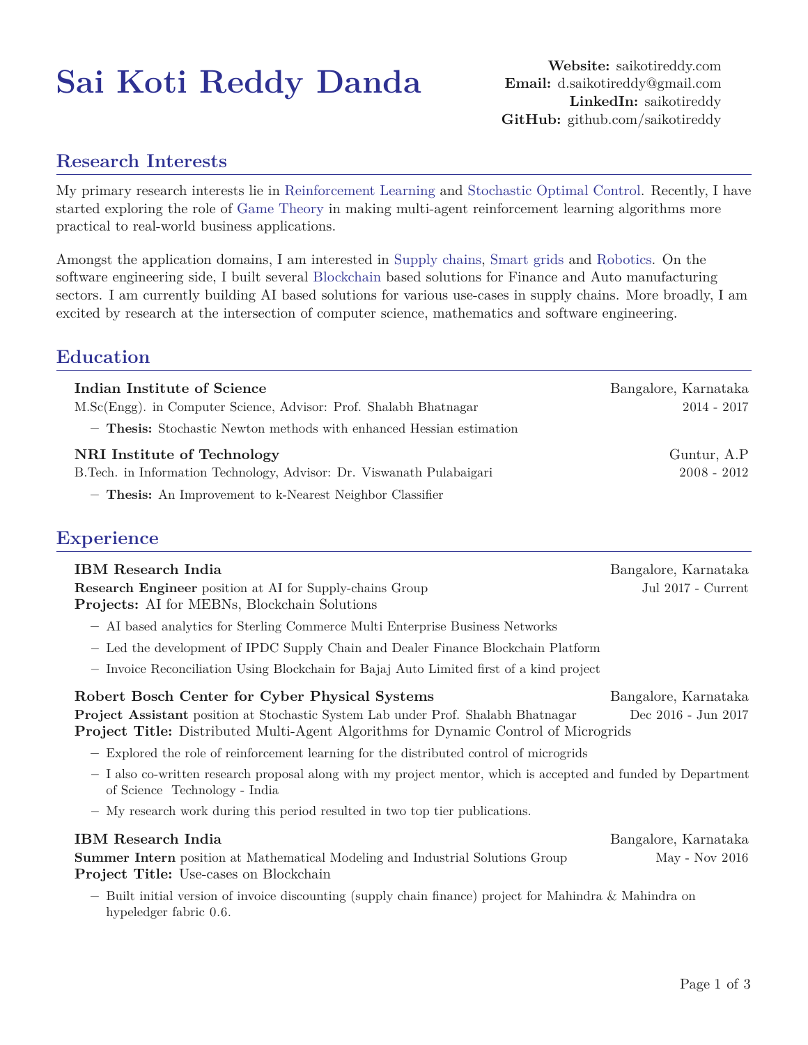# Sai Koti Reddy Danda

**Website:** saikotireddy.com
**Email:** d.saikotireddy@gmail.com
**LinkedIn:** saikotireddy
**GitHub:** github.com/saikotireddy

## Research Interests

My primary research interests lie in Reinforcement Learning and Stochastic Optimal Control. Recently, I have started exploring the role of Game Theory in making multi-agent reinforcement learning algorithms more practical to real-world business applications.

Amongst the application domains, I am interested in Supply chains, Smart grids and Robotics. On the software engineering side, I built several Blockchain based solutions for Finance and Auto manufacturing sectors. I am currently building AI based solutions for various use-cases in supply chains. More broadly, I am excited by research at the intersection of computer science, mathematics and software engineering.

## Education

**Indian Institute of Science** — Bangalore, Karnataka
M.Sc(Engg). in Computer Science, Advisor: Prof. Shalabh Bhatnagar — 2014 - 2017

- **Thesis:** Stochastic Newton methods with enhanced Hessian estimation

**NRI Institute of Technology** — Guntur, A.P
B.Tech. in Information Technology, Advisor: Dr. Viswanath Pulabaigari — 2008 - 2012

- **Thesis:** An Improvement to k-Nearest Neighbor Classifier

## Experience

**IBM Research India** — Bangalore, Karnataka
**Research Engineer** position at AI for Supply-chains Group — Jul 2017 - Current
**Projects:** AI for MEBNs, Blockchain Solutions

- AI based analytics for Sterling Commerce Multi Enterprise Business Networks
- Led the development of IPDC Supply Chain and Dealer Finance Blockchain Platform
- Invoice Reconciliation Using Blockchain for Bajaj Auto Limited first of a kind project

**Robert Bosch Center for Cyber Physical Systems** — Bangalore, Karnataka
**Project Assistant** position at Stochastic System Lab under Prof. Shalabh Bhatnagar — Dec 2016 - Jun 2017
**Project Title:** Distributed Multi-Agent Algorithms for Dynamic Control of Microgrids

- Explored the role of reinforcement learning for the distributed control of microgrids
- I also co-written research proposal along with my project mentor, which is accepted and funded by Department of Science Technology - India
- My research work during this period resulted in two top tier publications.

**IBM Research India** — Bangalore, Karnataka
**Summer Intern** position at Mathematical Modeling and Industrial Solutions Group — May - Nov 2016
**Project Title:** Use-cases on Blockchain

- Built initial version of invoice discounting (supply chain finance) project for Mahindra & Mahindra on hypeledger fabric 0.6.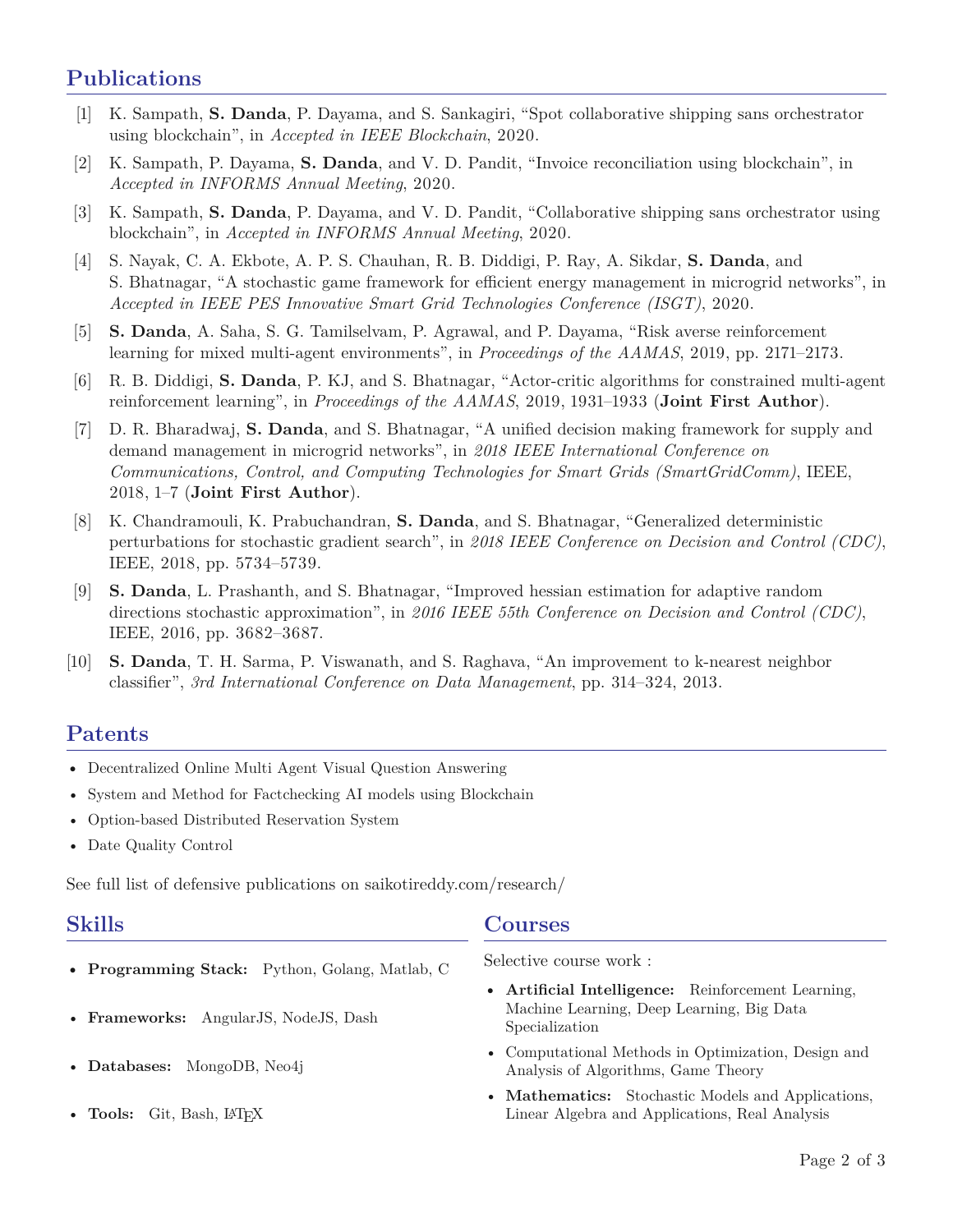## Publications

[1] K. Sampath, **S. Danda**, P. Dayama, and S. Sankagiri, "Spot collaborative shipping sans orchestrator using blockchain", in *Accepted in IEEE Blockchain*, 2020.

[2] K. Sampath, P. Dayama, **S. Danda**, and V. D. Pandit, "Invoice reconciliation using blockchain", in *Accepted in INFORMS Annual Meeting*, 2020.

[3] K. Sampath, **S. Danda**, P. Dayama, and V. D. Pandit, "Collaborative shipping sans orchestrator using blockchain", in *Accepted in INFORMS Annual Meeting*, 2020.

[4] S. Nayak, C. A. Ekbote, A. P. S. Chauhan, R. B. Diddigi, P. Ray, A. Sikdar, **S. Danda**, and S. Bhatnagar, "A stochastic game framework for efficient energy management in microgrid networks", in *Accepted in IEEE PES Innovative Smart Grid Technologies Conference (ISGT)*, 2020.

[5] **S. Danda**, A. Saha, S. G. Tamilselvam, P. Agrawal, and P. Dayama, "Risk averse reinforcement learning for mixed multi-agent environments", in *Proceedings of the AAMAS*, 2019, pp. 2171–2173.

[6] R. B. Diddigi, **S. Danda**, P. KJ, and S. Bhatnagar, "Actor-critic algorithms for constrained multi-agent reinforcement learning", in *Proceedings of the AAMAS*, 2019, 1931–1933 (**Joint First Author**).

[7] D. R. Bharadwaj, **S. Danda**, and S. Bhatnagar, "A unified decision making framework for supply and demand management in microgrid networks", in *2018 IEEE International Conference on Communications, Control, and Computing Technologies for Smart Grids (SmartGridComm)*, IEEE, 2018, 1–7 (**Joint First Author**).

[8] K. Chandramouli, K. Prabuchandran, **S. Danda**, and S. Bhatnagar, "Generalized deterministic perturbations for stochastic gradient search", in *2018 IEEE Conference on Decision and Control (CDC)*, IEEE, 2018, pp. 5734–5739.

[9] **S. Danda**, L. Prashanth, and S. Bhatnagar, "Improved hessian estimation for adaptive random directions stochastic approximation", in *2016 IEEE 55th Conference on Decision and Control (CDC)*, IEEE, 2016, pp. 3682–3687.

[10] **S. Danda**, T. H. Sarma, P. Viswanath, and S. Raghava, "An improvement to k-nearest neighbor classifier", *3rd International Conference on Data Management*, pp. 314–324, 2013.

## Patents

- Decentralized Online Multi Agent Visual Question Answering
- System and Method for Factchecking AI models using Blockchain
- Option-based Distributed Reservation System
- Date Quality Control

See full list of defensive publications on saikotireddy.com/research/

## Skills

- **Programming Stack:** Python, Golang, Matlab, C
- **Frameworks:** AngularJS, NodeJS, Dash
- **Databases:** MongoDB, Neo4j
- **Tools:** Git, Bash, LaTeX

## Courses

Selective course work :

- **Artificial Intelligence:** Reinforcement Learning, Machine Learning, Deep Learning, Big Data Specialization
- Computational Methods in Optimization, Design and Analysis of Algorithms, Game Theory
- **Mathematics:** Stochastic Models and Applications, Linear Algebra and Applications, Real Analysis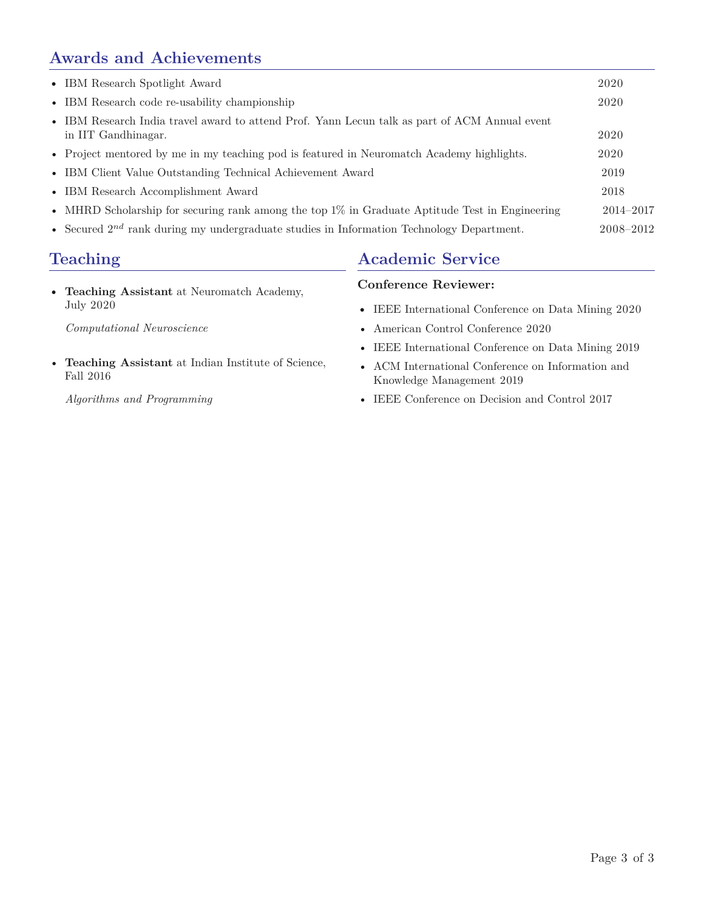## Awards and Achievements

- IBM Research Spotlight Award 2020
- IBM Research code re-usability championship 2020
- IBM Research India travel award to attend Prof. Yann Lecun talk as part of ACM Annual event in IIT Gandhinagar. 2020
- Project mentored by me in my teaching pod is featured in Neuromatch Academy highlights. 2020
- IBM Client Value Outstanding Technical Achievement Award 2019
- IBM Research Accomplishment Award 2018
- MHRD Scholarship for securing rank among the top 1% in Graduate Aptitude Test in Engineering 2014–2017
- Secured $2^{nd}$ rank during my undergraduate studies in Information Technology Department. 2008–2012

## Teaching

- **Teaching Assistant** at Neuromatch Academy, July 2020

  *Computational Neuroscience*

- **Teaching Assistant** at Indian Institute of Science, Fall 2016

  *Algorithms and Programming*

## Academic Service

**Conference Reviewer:**

- IEEE International Conference on Data Mining 2020
- American Control Conference 2020
- IEEE International Conference on Data Mining 2019
- ACM International Conference on Information and Knowledge Management 2019
- IEEE Conference on Decision and Control 2017